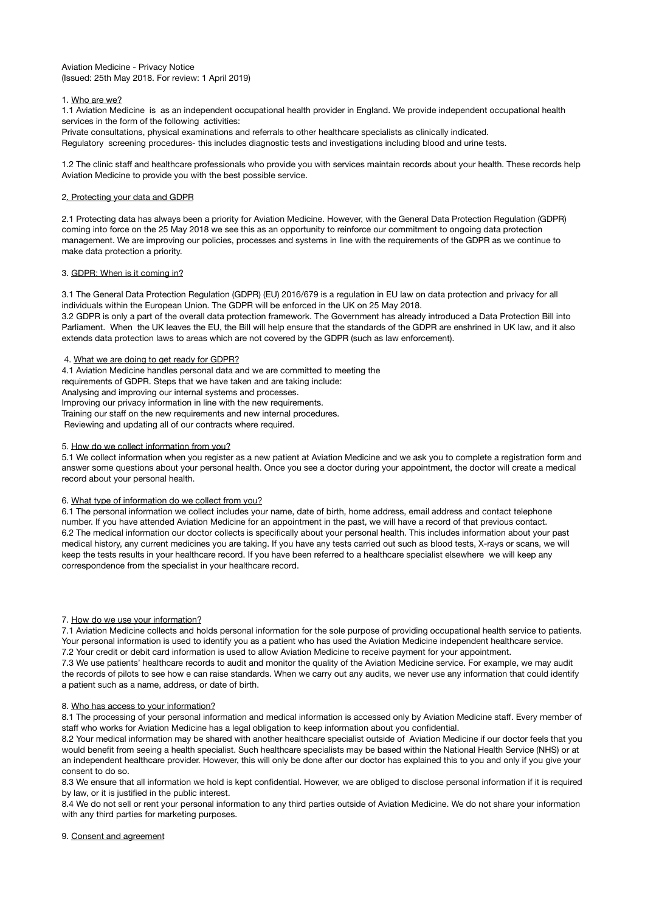Aviation Medicine - Privacy Notice
(Issued: 25th May 2018. For review: 1 April 2019)

1. Who are we?

1.1 Aviation Medicine is as an independent occupational health provider in England. We provide independent occupational health services in the form of the following activities:

Private consultations, physical examinations and referrals to other healthcare specialists as clinically indicated.

Regulatory screening procedures- this includes diagnostic tests and investigations including blood and urine tests.

1.2 The clinic staff and healthcare professionals who provide you with services maintain records about your health. These records help Aviation Medicine to provide you with the best possible service.

2. Protecting your data and GDPR

2.1 Protecting data has always been a priority for Aviation Medicine. However, with the General Data Protection Regulation (GDPR) coming into force on the 25 May 2018 we see this as an opportunity to reinforce our commitment to ongoing data protection management. We are improving our policies, processes and systems in line with the requirements of the GDPR as we continue to make data protection a priority.

3. GDPR; When is it coming in?

3.1 The General Data Protection Regulation (GDPR) (EU) 2016/679 is a regulation in EU law on data protection and privacy for all individuals within the European Union. The GDPR will be enforced in the UK on 25 May 2018.

3.2 GDPR is only a part of the overall data protection framework. The Government has already introduced a Data Protection Bill into Parliament. When the UK leaves the EU, the Bill will help ensure that the standards of the GDPR are enshrined in UK law, and it also extends data protection laws to areas which are not covered by the GDPR (such as law enforcement).

4. What we are doing to get ready for GDPR?

4.1 Aviation Medicine handles personal data and we are committed to meeting the requirements of GDPR. Steps that we have taken and are taking include:

Analysing and improving our internal systems and processes.

Improving our privacy information in line with the new requirements.

Training our staff on the new requirements and new internal procedures.

Reviewing and updating all of our contracts where required.

5. How do we collect information from you?

5.1 We collect information when you register as a new patient at Aviation Medicine and we ask you to complete a registration form and answer some questions about your personal health. Once you see a doctor during your appointment, the doctor will create a medical record about your personal health.

6. What type of information do we collect from you?

6.1 The personal information we collect includes your name, date of birth, home address, email address and contact telephone number. If you have attended Aviation Medicine for an appointment in the past, we will have a record of that previous contact.

6.2 The medical information our doctor collects is specifically about your personal health. This includes information about your past medical history, any current medicines you are taking. If you have any tests carried out such as blood tests, X-rays or scans, we will keep the tests results in your healthcare record. If you have been referred to a healthcare specialist elsewhere we will keep any correspondence from the specialist in your healthcare record.

7. How do we use your information?

7.1 Aviation Medicine collects and holds personal information for the sole purpose of providing occupational health service to patients. Your personal information is used to identify you as a patient who has used the Aviation Medicine independent healthcare service.

7.2 Your credit or debit card information is used to allow Aviation Medicine to receive payment for your appointment.

7.3 We use patients' healthcare records to audit and monitor the quality of the Aviation Medicine service. For example, we may audit the records of pilots to see how e can raise standards. When we carry out any audits, we never use any information that could identify a patient such as a name, address, or date of birth.

8. Who has access to your information?

8.1 The processing of your personal information and medical information is accessed only by Aviation Medicine staff. Every member of staff who works for Aviation Medicine has a legal obligation to keep information about you confidential.

8.2 Your medical information may be shared with another healthcare specialist outside of Aviation Medicine if our doctor feels that you would benefit from seeing a health specialist. Such healthcare specialists may be based within the National Health Service (NHS) or at an independent healthcare provider. However, this will only be done after our doctor has explained this to you and only if you give your consent to do so.

8.3 We ensure that all information we hold is kept confidential. However, we are obliged to disclose personal information if it is required by law, or it is justified in the public interest.

8.4 We do not sell or rent your personal information to any third parties outside of Aviation Medicine. We do not share your information with any third parties for marketing purposes.

9. Consent and agreement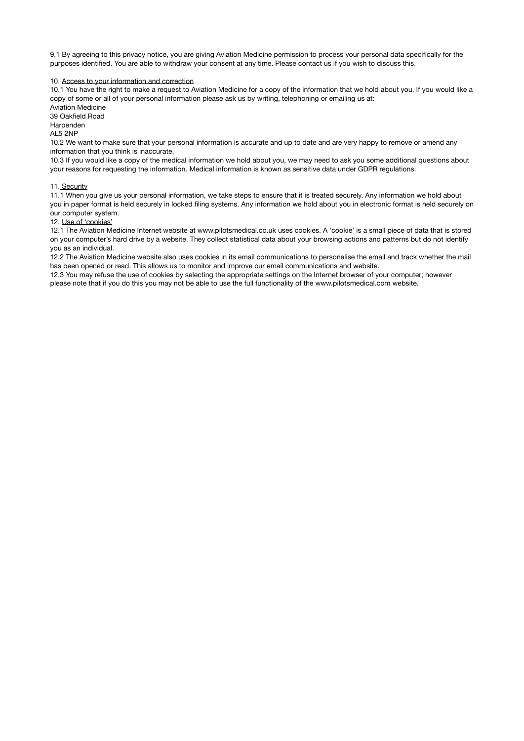9.1 By agreeing to this privacy notice, you are giving Aviation Medicine permission to process your personal data specifically for the purposes identified. You are able to withdraw your consent at any time. Please contact us if you wish to discuss this.

10. <u>Access to your information and correction</u>

10.1 You have the right to make a request to Aviation Medicine for a copy of the information that we hold about you. If you would like a copy of some or all of your personal information please ask us by writing, telephoning or emailing us at:

Aviation Medicine
39 Oakfield Road
Harpenden
AL5 2NP

10.2 We want to make sure that your personal information is accurate and up to date and are very happy to remove or amend any information that you think is inaccurate.

10.3 If you would like a copy of the medical information we hold about you, we may need to ask you some additional questions about your reasons for requesting the information. Medical information is known as sensitive data under GDPR regulations.

11. <u>Security</u>

11.1 When you give us your personal information, we take steps to ensure that it is treated securely. Any information we hold about you in paper format is held securely in locked filing systems. Any information we hold about you in electronic format is held securely on our computer system.

12. <u>Use of 'cookies'</u>

12.1 The Aviation Medicine Internet website at www.pilotsmedical.co.uk uses cookies. A 'cookie' is a small piece of data that is stored on your computer's hard drive by a website. They collect statistical data about your browsing actions and patterns but do not identify you as an individual.

12.2 The Aviation Medicine website also uses cookies in its email communications to personalise the email and track whether the mail has been opened or read. This allows us to monitor and improve our email communications and website.

12.3 You may refuse the use of cookies by selecting the appropriate settings on the Internet browser of your computer; however please note that if you do this you may not be able to use the full functionality of the www.pilotsmedical.com website.